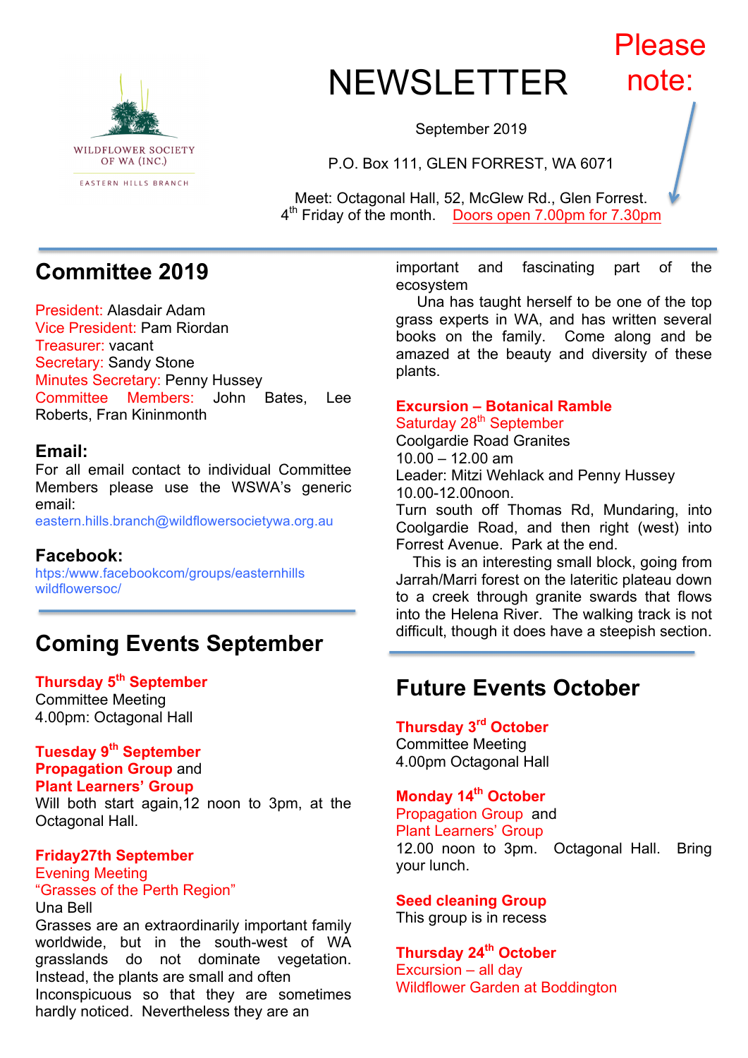WILDFLOWER SOCIETY OF WA (INC.)

EASTERN HILLS BRANCH

# NEWSLETTER

Please note:

September 2019

P.O. Box 111, GLEN FORREST, WA 6071

Meet: Octagonal Hall, 52, McGlew Rd., Glen Forrest.
4th Friday of the month. Doors open 7.00pm for 7.30pm

## Committee 2019

President: Alasdair Adam
Vice President: Pam Riordan
Treasurer: vacant
Secretary: Sandy Stone
Minutes Secretary: Penny Hussey
Committee Members: John Bates, Lee Roberts, Fran Kininmonth

### Email:

For all email contact to individual Committee Members please use the WSWA's generic email:
eastern.hills.branch@wildflowersocietywa.org.au

### Facebook:

https:/www.facebookcom/groups/easternhills wildflowersoc/

## Coming Events September

**Thursday 5th September**
Committee Meeting
4.00pm: Octagonal Hall

**Tuesday 9th September**
**Propagation Group** and
**Plant Learners' Group**
Will both start again,12 noon to 3pm, at the Octagonal Hall.

**Friday27th September**
Evening Meeting
"Grasses of the Perth Region"
Una Bell
Grasses are an extraordinarily important family worldwide, but in the south-west of WA grasslands do not dominate vegetation. Instead, the plants are small and often Inconspicuous so that they are sometimes hardly noticed. Nevertheless they are an important and fascinating part of the ecosystem

Una has taught herself to be one of the top grass experts in WA, and has written several books on the family. Come along and be amazed at the beauty and diversity of these plants.

**Excursion – Botanical Ramble**
Saturday 28th September
Coolgardie Road Granites
10.00 – 12.00 am
Leader: Mitzi Wehlack and Penny Hussey
10.00-12.00noon.
Turn south off Thomas Rd, Mundaring, into Coolgardie Road, and then right (west) into Forrest Avenue. Park at the end.

This is an interesting small block, going from Jarrah/Marri forest on the lateritic plateau down to a creek through granite swards that flows into the Helena River. The walking track is not difficult, though it does have a steepish section.

## Future Events October

**Thursday 3rd October**
Committee Meeting
4.00pm Octagonal Hall

**Monday 14th October**
Propagation Group and
Plant Learners' Group
12.00 noon to 3pm. Octagonal Hall. Bring your lunch.

**Seed cleaning Group**
This group is in recess

**Thursday 24th October**
Excursion – all day
Wildflower Garden at Boddington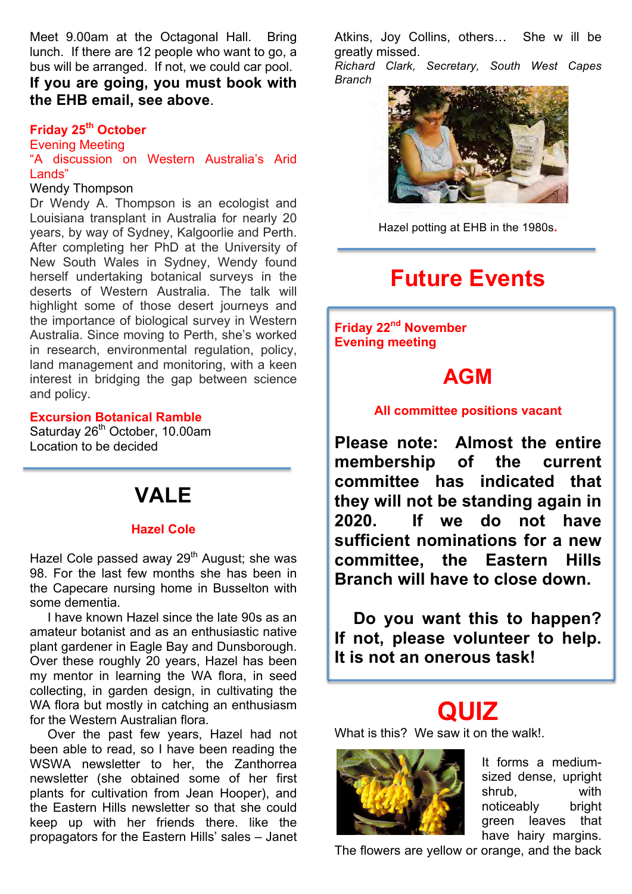Meet 9.00am at the Octagonal Hall. Bring lunch. If there are 12 people who want to go, a bus will be arranged. If not, we could car pool.

**If you are going, you must book with the EHB email, see above**.

**Friday 25th October**

Evening Meeting

"A discussion on Western Australia's Arid Lands"

Wendy Thompson

Dr Wendy A. Thompson is an ecologist and Louisiana transplant in Australia for nearly 20 years, by way of Sydney, Kalgoorlie and Perth. After completing her PhD at the University of New South Wales in Sydney, Wendy found herself undertaking botanical surveys in the deserts of Western Australia. The talk will highlight some of those desert journeys and the importance of biological survey in Western Australia. Since moving to Perth, she's worked in research, environmental regulation, policy, land management and monitoring, with a keen interest in bridging the gap between science and policy.

**Excursion Botanical Ramble**

Saturday 26th October, 10.00am

Location to be decided

# VALE

**Hazel Cole**

Hazel Cole passed away 29th August; she was 98. For the last few months she has been in the Capecare nursing home in Busselton with some dementia.

I have known Hazel since the late 90s as an amateur botanist and as an enthusiastic native plant gardener in Eagle Bay and Dunsborough. Over these roughly 20 years, Hazel has been my mentor in learning the WA flora, in seed collecting, in garden design, in cultivating the WA flora but mostly in catching an enthusiasm for the Western Australian flora.

Over the past few years, Hazel had not been able to read, so I have been reading the WSWA newsletter to her, the Zanthorrea newsletter (she obtained some of her first plants for cultivation from Jean Hooper), and the Eastern Hills newsletter so that she could keep up with her friends there. like the propagators for the Eastern Hills' sales – Janet Atkins, Joy Collins, others… She w ill be greatly missed.

*Richard Clark, Secretary, South West Capes Branch*

Hazel potting at EHB in the 1980s.

# Future Events

**Friday 22nd November**
**Evening meeting**

## AGM

**All committee positions vacant**

**Please note: Almost the entire membership of the current committee has indicated that they will not be standing again in 2020. If we do not have sufficient nominations for a new committee, the Eastern Hills Branch will have to close down.**

**Do you want this to happen? If not, please volunteer to help. It is not an onerous task!**

# QUIZ

What is this? We saw it on the walk!.

It forms a medium-sized dense, upright shrub, with noticeably bright green leaves that have hairy margins. The flowers are yellow or orange, and the back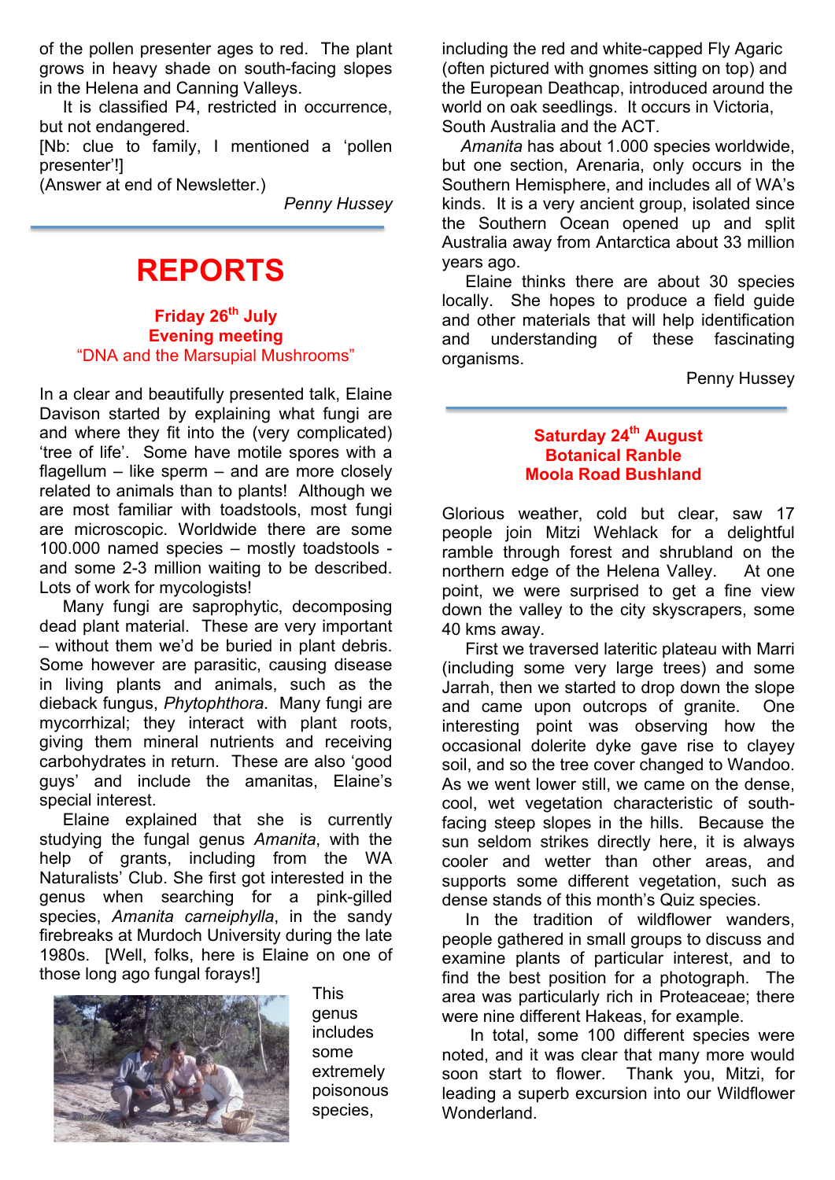of the pollen presenter ages to red. The plant grows in heavy shade on south-facing slopes in the Helena and Canning Valleys.

It is classified P4, restricted in occurrence, but not endangered.

[Nb: clue to family, I mentioned a 'pollen presenter'!]

(Answer at end of Newsletter.)

*Penny Hussey*

# REPORTS

## Friday 26th July
## Evening meeting
### "DNA and the Marsupial Mushrooms"

In a clear and beautifully presented talk, Elaine Davison started by explaining what fungi are and where they fit into the (very complicated) 'tree of life'. Some have motile spores with a flagellum – like sperm – and are more closely related to animals than to plants! Although we are most familiar with toadstools, most fungi are microscopic. Worldwide there are some 100.000 named species – mostly toadstools - and some 2-3 million waiting to be described. Lots of work for mycologists!

Many fungi are saprophytic, decomposing dead plant material. These are very important – without them we'd be buried in plant debris. Some however are parasitic, causing disease in living plants and animals, such as the dieback fungus, *Phytophthora*. Many fungi are mycorrhizal; they interact with plant roots, giving them mineral nutrients and receiving carbohydrates in return. These are also 'good guys' and include the amanitas, Elaine's special interest.

Elaine explained that she is currently studying the fungal genus *Amanita*, with the help of grants, including from the WA Naturalists' Club. She first got interested in the genus when searching for a pink-gilled species, *Amanita carneiphylla*, in the sandy firebreaks at Murdoch University during the late 1980s. [Well, folks, here is Elaine on one of those long ago fungal forays!]

This genus includes some extremely poisonous species, including the red and white-capped Fly Agaric (often pictured with gnomes sitting on top) and the European Deathcap, introduced around the world on oak seedlings. It occurs in Victoria, South Australia and the ACT.

*Amanita* has about 1.000 species worldwide, but one section, Arenaria, only occurs in the Southern Hemisphere, and includes all of WA's kinds. It is a very ancient group, isolated since the Southern Ocean opened up and split Australia away from Antarctica about 33 million years ago.

Elaine thinks there are about 30 species locally. She hopes to produce a field guide and other materials that will help identification and understanding of these fascinating organisms.

Penny Hussey

## Saturday 24th August
## Botanical Ramble
## Moola Road Bushland

Glorious weather, cold but clear, saw 17 people join Mitzi Wehlack for a delightful ramble through forest and shrubland on the northern edge of the Helena Valley. At one point, we were surprised to get a fine view down the valley to the city skyscrapers, some 40 kms away.

First we traversed lateritic plateau with Marri (including some very large trees) and some Jarrah, then we started to drop down the slope and came upon outcrops of granite. One interesting point was observing how the occasional dolerite dyke gave rise to clayey soil, and so the tree cover changed to Wandoo. As we went lower still, we came on the dense, cool, wet vegetation characteristic of south-facing steep slopes in the hills. Because the sun seldom strikes directly here, it is always cooler and wetter than other areas, and supports some different vegetation, such as dense stands of this month's Quiz species.

In the tradition of wildflower wanders, people gathered in small groups to discuss and examine plants of particular interest, and to find the best position for a photograph. The area was particularly rich in Proteaceae; there were nine different Hakeas, for example.

In total, some 100 different species were noted, and it was clear that many more would soon start to flower. Thank you, Mitzi, for leading a superb excursion into our Wildflower Wonderland.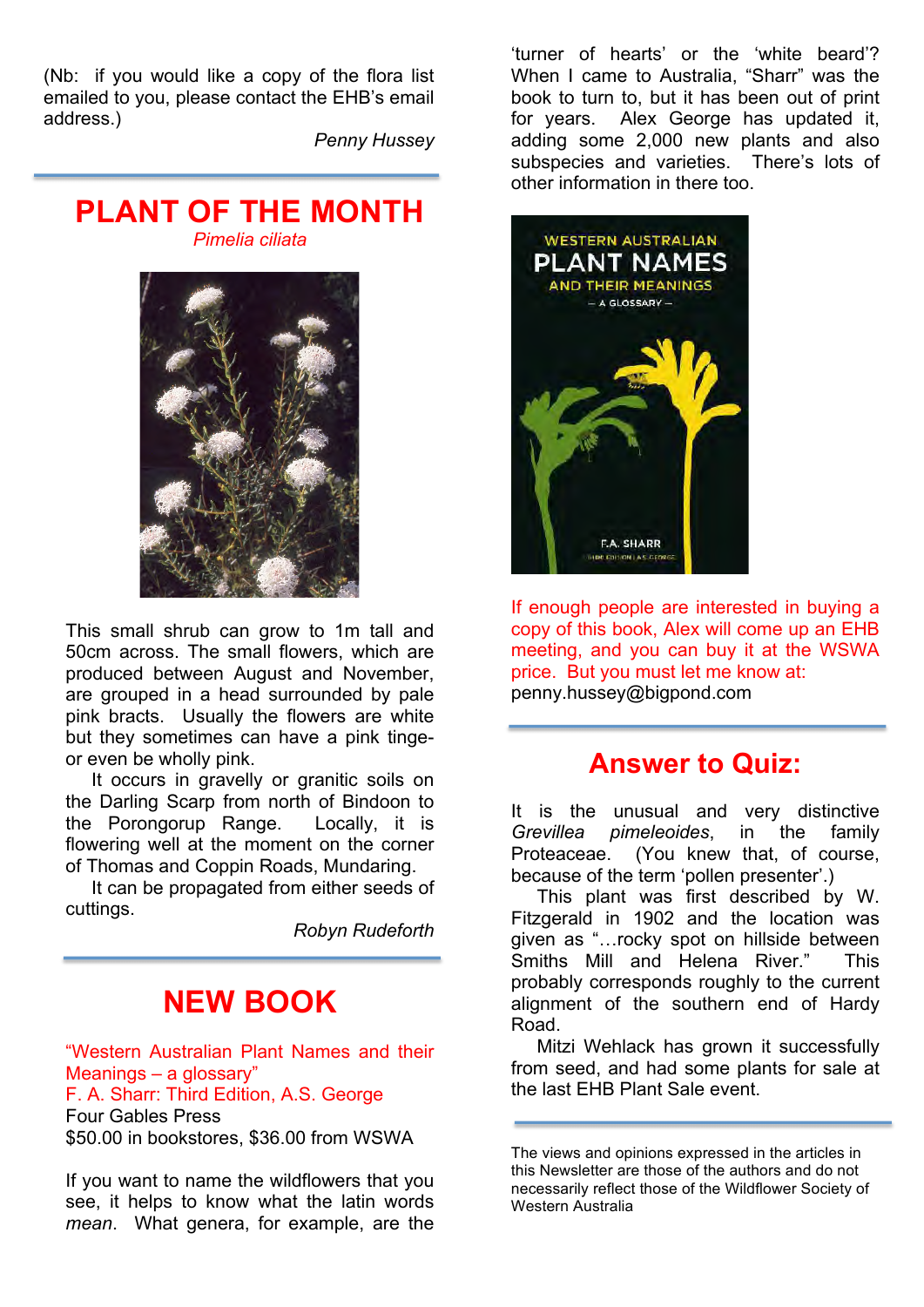(Nb: if you would like a copy of the flora list emailed to you, please contact the EHB's email address.)

*Penny Hussey*

# PLANT OF THE MONTH

*Pimelia ciliata*

This small shrub can grow to 1m tall and 50cm across. The small flowers, which are produced between August and November, are grouped in a head surrounded by pale pink bracts. Usually the flowers are white but they sometimes can have a pink tinge- or even be wholly pink.

It occurs in gravelly or granitic soils on the Darling Scarp from north of Bindoon to the Porongorup Range. Locally, it is flowering well at the moment on the corner of Thomas and Coppin Roads, Mundaring.

It can be propagated from either seeds of cuttings.

*Robyn Rudeforth*

# NEW BOOK

"Western Australian Plant Names and their Meanings – a glossary"
F. A. Sharr: Third Edition, A.S. George
Four Gables Press
$50.00 in bookstores, $36.00 from WSWA

If you want to name the wildflowers that you see, it helps to know what the latin words *mean*. What genera, for example, are the 'turner of hearts' or the 'white beard'? When I came to Australia, "Sharr" was the book to turn to, but it has been out of print for years. Alex George has updated it, adding some 2,000 new plants and also subspecies and varieties. There's lots of other information in there too.

If enough people are interested in buying a copy of this book, Alex will come up an EHB meeting, and you can buy it at the WSWA price. But you must let me know at: penny.hussey@bigpond.com

# Answer to Quiz:

It is the unusual and very distinctive *Grevillea pimeleoides*, in the family Proteaceae. (You knew that, of course, because of the term 'pollen presenter'.)

This plant was first described by W. Fitzgerald in 1902 and the location was given as "…rocky spot on hillside between Smiths Mill and Helena River." This probably corresponds roughly to the current alignment of the southern end of Hardy Road.

Mitzi Wehlack has grown it successfully from seed, and had some plants for sale at the last EHB Plant Sale event.

The views and opinions expressed in the articles in this Newsletter are those of the authors and do not necessarily reflect those of the Wildflower Society of Western Australia